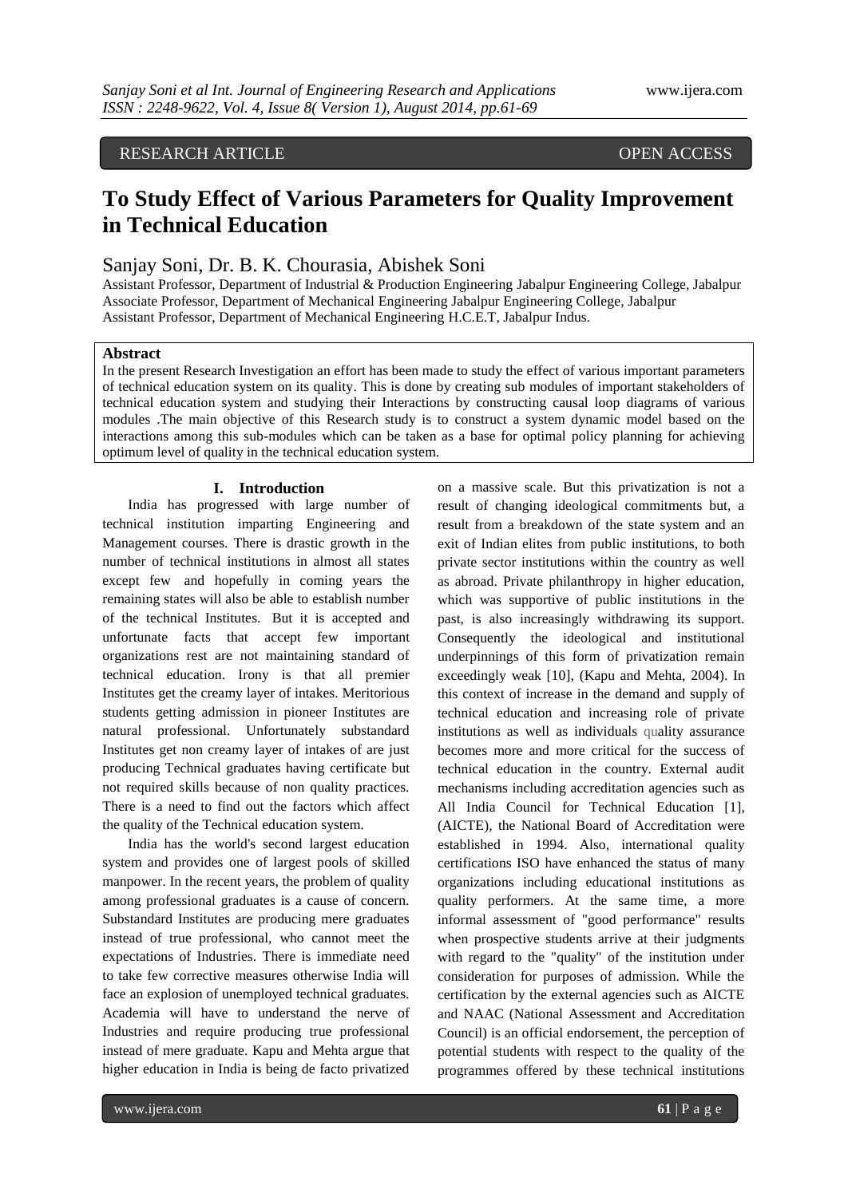RESEARCH ARTICLE OPEN ACCESS

# To Study Effect of Various Parameters for Quality Improvement in Technical Education

Sanjay Soni, Dr. B. K. Chourasia, Abishek Soni

Assistant Professor, Department of Industrial & Production Engineering Jabalpur Engineering College, Jabalpur
Associate Professor, Department of Mechanical Engineering Jabalpur Engineering College, Jabalpur
Assistant Professor, Department of Mechanical Engineering H.C.E.T, Jabalpur Indus.

**Abstract**

In the present Research Investigation an effort has been made to study the effect of various important parameters of technical education system on its quality. This is done by creating sub modules of important stakeholders of technical education system and studying their Interactions by constructing causal loop diagrams of various modules .The main objective of this Research study is to construct a system dynamic model based on the interactions among this sub-modules which can be taken as a base for optimal policy planning for achieving optimum level of quality in the technical education system.

## I. Introduction

India has progressed with large number of technical institution imparting Engineering and Management courses. There is drastic growth in the number of technical institutions in almost all states except few and hopefully in coming years the remaining states will also be able to establish number of the technical Institutes. But it is accepted and unfortunate facts that accept few important organizations rest are not maintaining standard of technical education. Irony is that all premier Institutes get the creamy layer of intakes. Meritorious students getting admission in pioneer Institutes are natural professional. Unfortunately substandard Institutes get non creamy layer of intakes of are just producing Technical graduates having certificate but not required skills because of non quality practices. There is a need to find out the factors which affect the quality of the Technical education system.

India has the world's second largest education system and provides one of largest pools of skilled manpower. In the recent years, the problem of quality among professional graduates is a cause of concern. Substandard Institutes are producing mere graduates instead of true professional, who cannot meet the expectations of Industries. There is immediate need to take few corrective measures otherwise India will face an explosion of unemployed technical graduates. Academia will have to understand the nerve of Industries and require producing true professional instead of mere graduate. Kapu and Mehta argue that higher education in India is being de facto privatized on a massive scale. But this privatization is not a result of changing ideological commitments but, a result from a breakdown of the state system and an exit of Indian elites from public institutions, to both private sector institutions within the country as well as abroad. Private philanthropy in higher education, which was supportive of public institutions in the past, is also increasingly withdrawing its support. Consequently the ideological and institutional underpinnings of this form of privatization remain exceedingly weak [10], (Kapu and Mehta, 2004). In this context of increase in the demand and supply of technical education and increasing role of private institutions as well as individuals quality assurance becomes more and more critical for the success of technical education in the country. External audit mechanisms including accreditation agencies such as All India Council for Technical Education [1], (AICTE), the National Board of Accreditation were established in 1994. Also, international quality certifications ISO have enhanced the status of many organizations including educational institutions as quality performers. At the same time, a more informal assessment of "good performance" results when prospective students arrive at their judgments with regard to the "quality" of the institution under consideration for purposes of admission. While the certification by the external agencies such as AICTE and NAAC (National Assessment and Accreditation Council) is an official endorsement, the perception of potential students with respect to the quality of the programmes offered by these technical institutions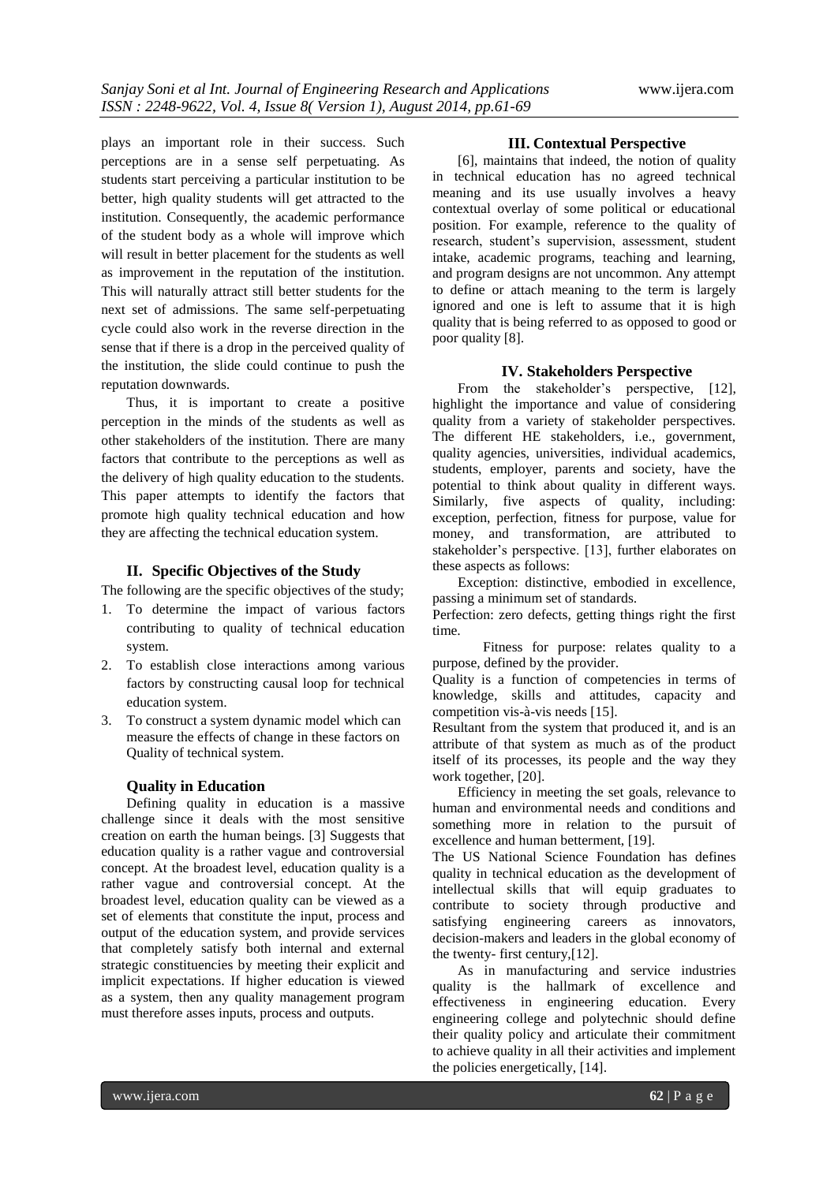plays an important role in their success. Such perceptions are in a sense self perpetuating. As students start perceiving a particular institution to be better, high quality students will get attracted to the institution. Consequently, the academic performance of the student body as a whole will improve which will result in better placement for the students as well as improvement in the reputation of the institution. This will naturally attract still better students for the next set of admissions. The same self-perpetuating cycle could also work in the reverse direction in the sense that if there is a drop in the perceived quality of the institution, the slide could continue to push the reputation downwards.

Thus, it is important to create a positive perception in the minds of the students as well as other stakeholders of the institution. There are many factors that contribute to the perceptions as well as the delivery of high quality education to the students. This paper attempts to identify the factors that promote high quality technical education and how they are affecting the technical education system.

## II. Specific Objectives of the Study

The following are the specific objectives of the study;

1. To determine the impact of various factors contributing to quality of technical education system.
2. To establish close interactions among various factors by constructing causal loop for technical education system.
3. To construct a system dynamic model which can measure the effects of change in these factors on Quality of technical system.

### Quality in Education

Defining quality in education is a massive challenge since it deals with the most sensitive creation on earth the human beings. [3] Suggests that education quality is a rather vague and controversial concept. At the broadest level, education quality is a rather vague and controversial concept. At the broadest level, education quality can be viewed as a set of elements that constitute the input, process and output of the education system, and provide services that completely satisfy both internal and external strategic constituencies by meeting their explicit and implicit expectations. If higher education is viewed as a system, then any quality management program must therefore asses inputs, process and outputs.

## III. Contextual Perspective

[6], maintains that indeed, the notion of quality in technical education has no agreed technical meaning and its use usually involves a heavy contextual overlay of some political or educational position. For example, reference to the quality of research, student's supervision, assessment, student intake, academic programs, teaching and learning, and program designs are not uncommon. Any attempt to define or attach meaning to the term is largely ignored and one is left to assume that it is high quality that is being referred to as opposed to good or poor quality [8].

## IV. Stakeholders Perspective

From the stakeholder's perspective, [12], highlight the importance and value of considering quality from a variety of stakeholder perspectives. The different HE stakeholders, i.e., government, quality agencies, universities, individual academics, students, employer, parents and society, have the potential to think about quality in different ways. Similarly, five aspects of quality, including: exception, perfection, fitness for purpose, value for money, and transformation, are attributed to stakeholder's perspective. [13], further elaborates on these aspects as follows:

Exception: distinctive, embodied in excellence, passing a minimum set of standards.

Perfection: zero defects, getting things right the first time.

Fitness for purpose: relates quality to a purpose, defined by the provider.

Quality is a function of competencies in terms of knowledge, skills and attitudes, capacity and competition vis-à-vis needs [15].

Resultant from the system that produced it, and is an attribute of that system as much as of the product itself of its processes, its people and the way they work together, [20].

Efficiency in meeting the set goals, relevance to human and environmental needs and conditions and something more in relation to the pursuit of excellence and human betterment, [19].

The US National Science Foundation has defines quality in technical education as the development of intellectual skills that will equip graduates to contribute to society through productive and satisfying engineering careers as innovators, decision-makers and leaders in the global economy of the twenty- first century,[12].

As in manufacturing and service industries quality is the hallmark of excellence and effectiveness in engineering education. Every engineering college and polytechnic should define their quality policy and articulate their commitment to achieve quality in all their activities and implement the policies energetically, [14].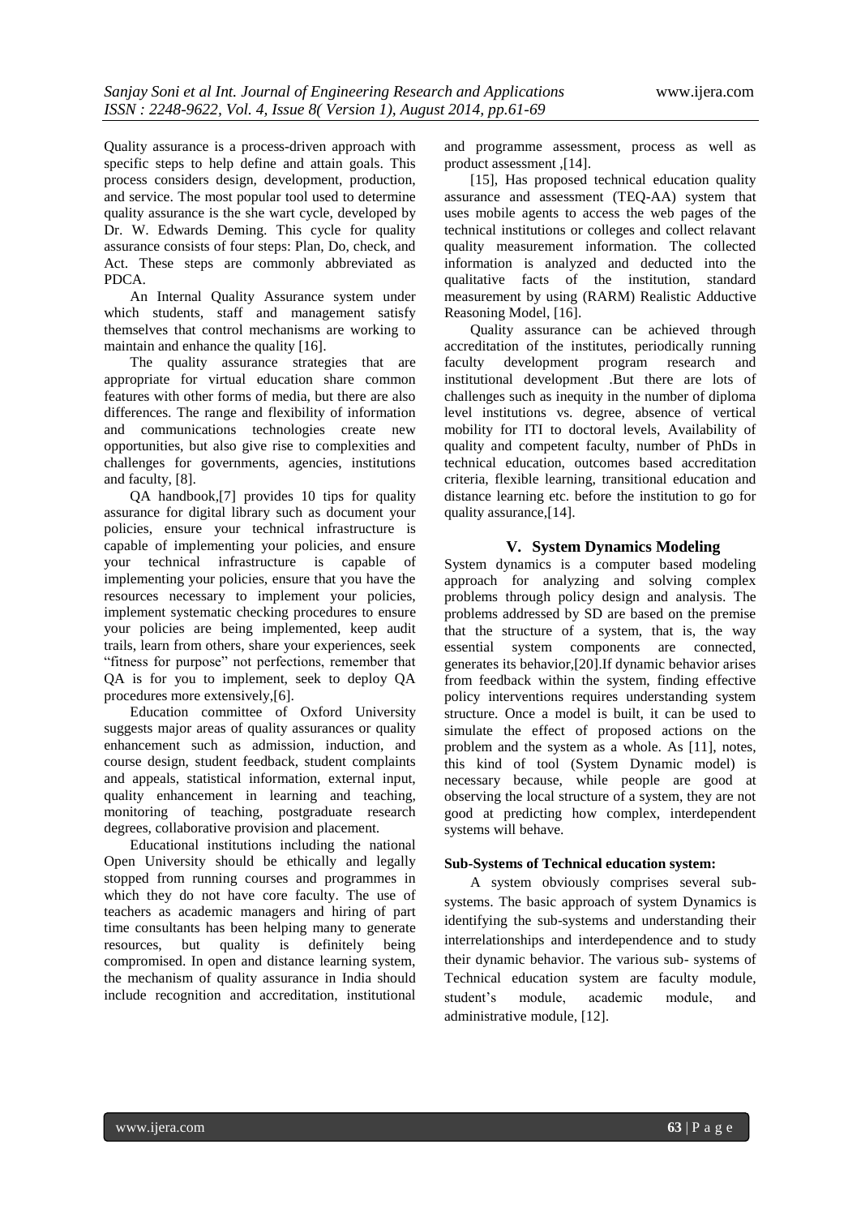Quality assurance is a process-driven approach with specific steps to help define and attain goals. This process considers design, development, production, and service. The most popular tool used to determine quality assurance is the she wart cycle, developed by Dr. W. Edwards Deming. This cycle for quality assurance consists of four steps: Plan, Do, check, and Act. These steps are commonly abbreviated as PDCA.

An Internal Quality Assurance system under which students, staff and management satisfy themselves that control mechanisms are working to maintain and enhance the quality [16].

The quality assurance strategies that are appropriate for virtual education share common features with other forms of media, but there are also differences. The range and flexibility of information and communications technologies create new opportunities, but also give rise to complexities and challenges for governments, agencies, institutions and faculty, [8].

QA handbook,[7] provides 10 tips for quality assurance for digital library such as document your policies, ensure your technical infrastructure is capable of implementing your policies, and ensure your technical infrastructure is capable of implementing your policies, ensure that you have the resources necessary to implement your policies, implement systematic checking procedures to ensure your policies are being implemented, keep audit trails, learn from others, share your experiences, seek "fitness for purpose" not perfections, remember that QA is for you to implement, seek to deploy QA procedures more extensively,[6].

Education committee of Oxford University suggests major areas of quality assurances or quality enhancement such as admission, induction, and course design, student feedback, student complaints and appeals, statistical information, external input, quality enhancement in learning and teaching, monitoring of teaching, postgraduate research degrees, collaborative provision and placement.

Educational institutions including the national Open University should be ethically and legally stopped from running courses and programmes in which they do not have core faculty. The use of teachers as academic managers and hiring of part time consultants has been helping many to generate resources, but quality is definitely being compromised. In open and distance learning system, the mechanism of quality assurance in India should include recognition and accreditation, institutional and programme assessment, process as well as product assessment ,[14].

[15], Has proposed technical education quality assurance and assessment (TEQ-AA) system that uses mobile agents to access the web pages of the technical institutions or colleges and collect relavant quality measurement information. The collected information is analyzed and deducted into the qualitative facts of the institution, standard measurement by using (RARM) Realistic Adductive Reasoning Model, [16].

Quality assurance can be achieved through accreditation of the institutes, periodically running faculty development program research and institutional development .But there are lots of challenges such as inequity in the number of diploma level institutions vs. degree, absence of vertical mobility for ITI to doctoral levels, Availability of quality and competent faculty, number of PhDs in technical education, outcomes based accreditation criteria, flexible learning, transitional education and distance learning etc. before the institution to go for quality assurance,[14].

## V. System Dynamics Modeling

System dynamics is a computer based modeling approach for analyzing and solving complex problems through policy design and analysis. The problems addressed by SD are based on the premise that the structure of a system, that is, the way essential system components are connected, generates its behavior,[20].If dynamic behavior arises from feedback within the system, finding effective policy interventions requires understanding system structure. Once a model is built, it can be used to simulate the effect of proposed actions on the problem and the system as a whole. As [11], notes, this kind of tool (System Dynamic model) is necessary because, while people are good at observing the local structure of a system, they are not good at predicting how complex, interdependent systems will behave.

**Sub-Systems of Technical education system:**

A system obviously comprises several sub-systems. The basic approach of system Dynamics is identifying the sub-systems and understanding their interrelationships and interdependence and to study their dynamic behavior. The various sub- systems of Technical education system are faculty module, student's module, academic module, and administrative module, [12].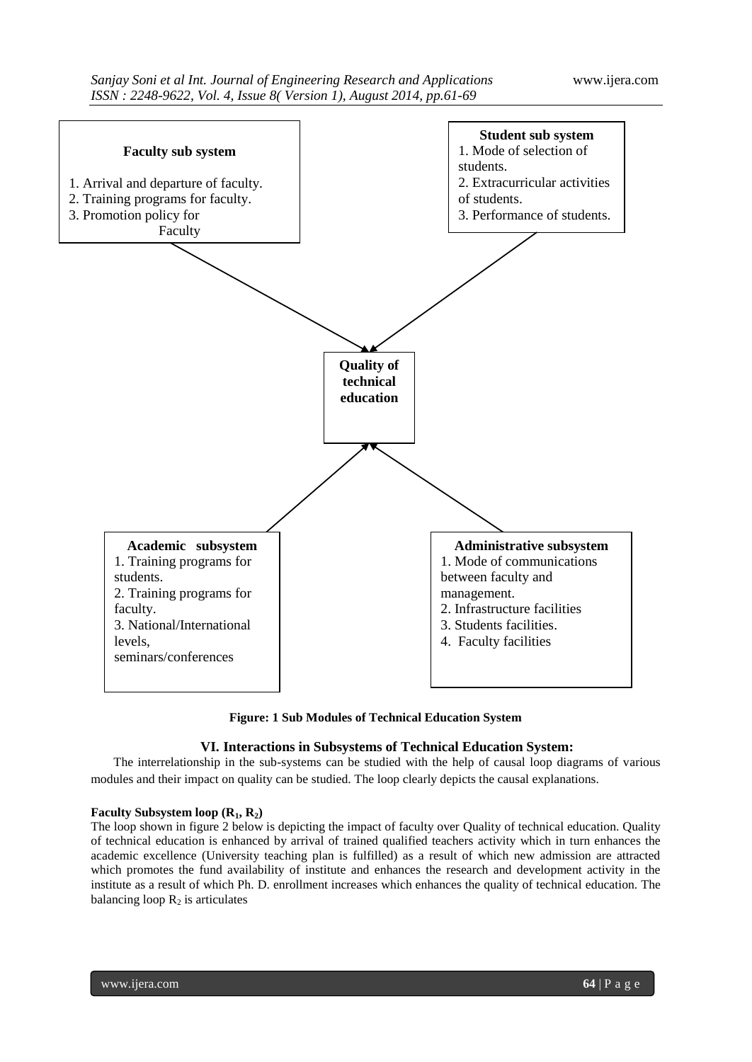**Faculty sub system**

1. Arrival and departure of faculty.
2. Training programs for faculty.
3. Promotion policy for Faculty

**Student sub system**

1. Mode of selection of students.
2. Extracurricular activities of students.
3. Performance of students.

**Quality of technical education**

**Academic subsystem**

1. Training programs for students.
2. Training programs for faculty.
3. National/International levels, seminars/conferences

**Administrative subsystem**

1. Mode of communications between faculty and management.
2. Infrastructure facilities
3. Students facilities.
4. Faculty facilities

**Figure: 1 Sub Modules of Technical Education System**

## VI. Interactions in Subsystems of Technical Education System:

The interrelationship in the sub-systems can be studied with the help of causal loop diagrams of various modules and their impact on quality can be studied. The loop clearly depicts the causal explanations.

**Faculty Subsystem loop ($R_1$, $R_2$)**

The loop shown in figure 2 below is depicting the impact of faculty over Quality of technical education. Quality of technical education is enhanced by arrival of trained qualified teachers activity which in turn enhances the academic excellence (University teaching plan is fulfilled) as a result of which new admission are attracted which promotes the fund availability of institute and enhances the research and development activity in the institute as a result of which Ph. D. enrollment increases which enhances the quality of technical education. The balancing loop $R_2$ is articulates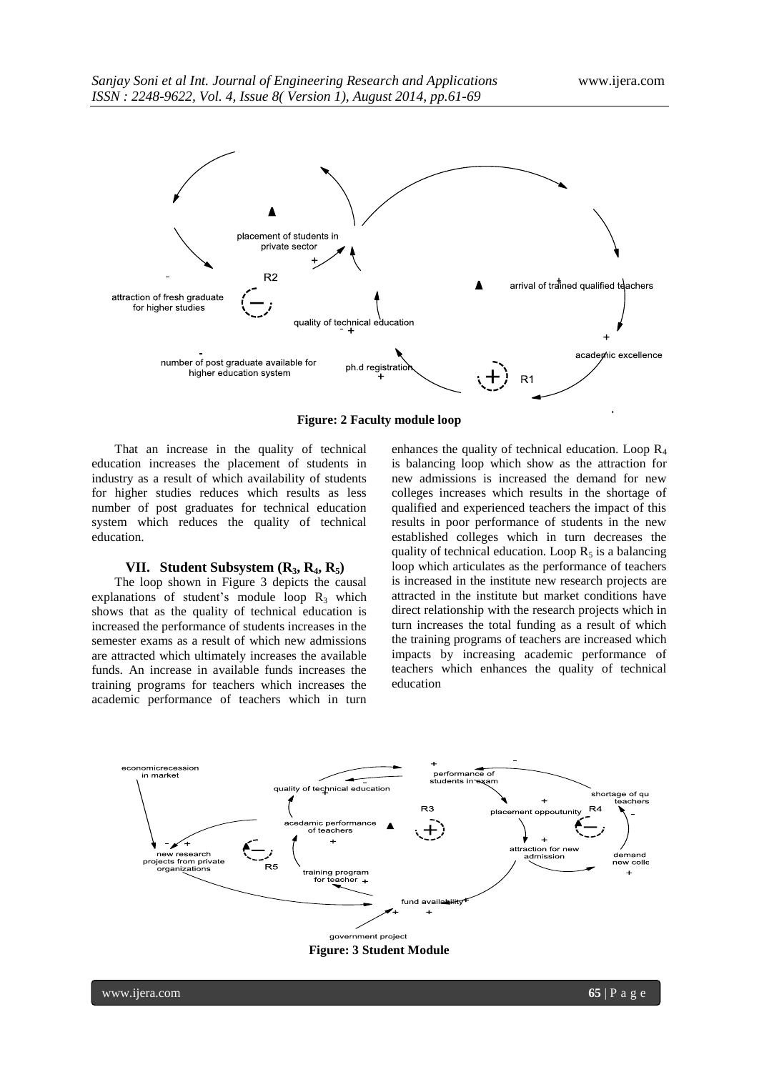**Figure: 2 Faculty module loop**

That an increase in the quality of technical education increases the placement of students in industry as a result of which availability of students for higher studies reduces which results as less number of post graduates for technical education system which reduces the quality of technical education.

## VII. Student Subsystem ($R_3$, $R_4$, $R_5$)

The loop shown in Figure 3 depicts the causal explanations of student's module loop $R_3$ which shows that as the quality of technical education is increased the performance of students increases in the semester exams as a result of which new admissions are attracted which ultimately increases the available funds. An increase in available funds increases the training programs for teachers which increases the academic performance of teachers which in turn enhances the quality of technical education. Loop $R_4$ is balancing loop which show as the attraction for new admissions is increased the demand for new colleges increases which results in the shortage of qualified and experienced teachers the impact of this results in poor performance of students in the new established colleges which in turn decreases the quality of technical education. Loop $R_5$ is a balancing loop which articulates as the performance of teachers is increased in the institute new research projects are attracted in the institute but market conditions have direct relationship with the research projects which in turn increases the total funding as a result of which the training programs of teachers are increased which impacts by increasing academic performance of teachers which enhances the quality of technical education

**Figure: 3 Student Module**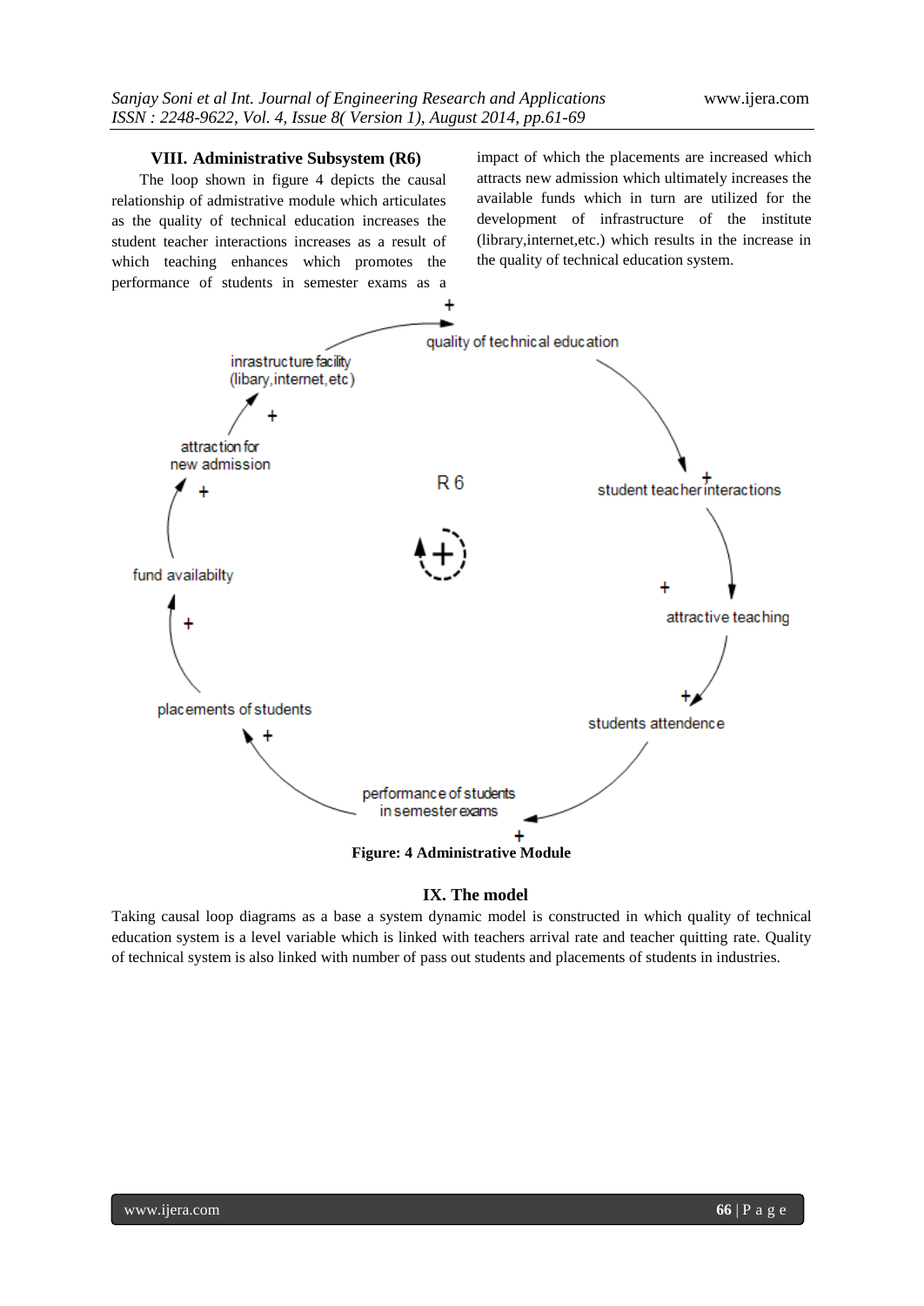## VIII. Administrative Subsystem (R6)

The loop shown in figure 4 depicts the causal relationship of admistrative module which articulates as the quality of technical education increases the student teacher interactions increases as a result of which teaching enhances which promotes the performance of students in semester exams as a impact of which the placements are increased which attracts new admission which ultimately increases the available funds which in turn are utilized for the development of infrastructure of the institute (library,internet,etc.) which results in the increase in the quality of technical education system.

**Figure: 4 Administrative Module**

## IX. The model

Taking causal loop diagrams as a base a system dynamic model is constructed in which quality of technical education system is a level variable which is linked with teachers arrival rate and teacher quitting rate. Quality of technical system is also linked with number of pass out students and placements of students in industries.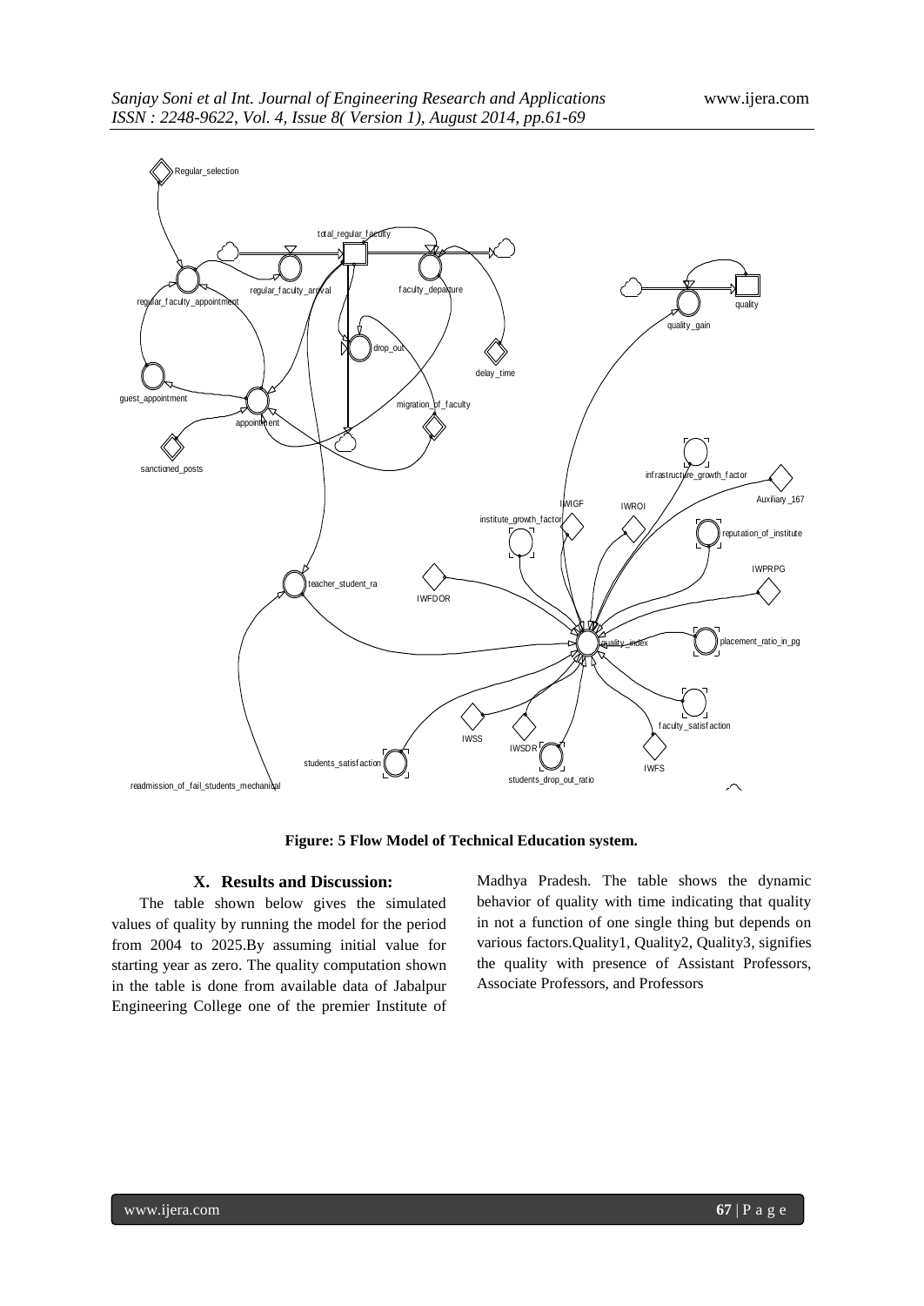**Figure: 5 Flow Model of Technical Education system.**

## X. Results and Discussion:

The table shown below gives the simulated values of quality by running the model for the period from 2004 to 2025.By assuming initial value for starting year as zero. The quality computation shown in the table is done from available data of Jabalpur Engineering College one of the premier Institute of Madhya Pradesh. The table shows the dynamic behavior of quality with time indicating that quality in not a function of one single thing but depends on various factors.Quality1, Quality2, Quality3, signifies the quality with presence of Assistant Professors, Associate Professors, and Professors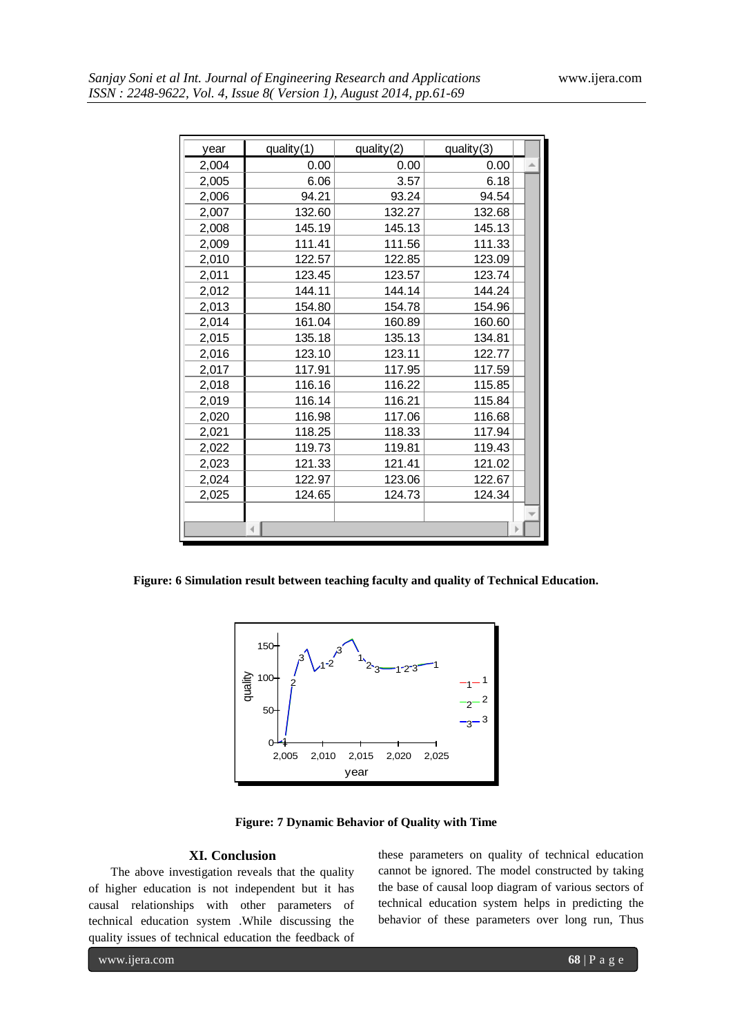| year | quality(1) | quality(2) | quality(3) |
|---|---|---|---|
| 2,004 | 0.00 | 0.00 | 0.00 |
| 2,005 | 6.06 | 3.57 | 6.18 |
| 2,006 | 94.21 | 93.24 | 94.54 |
| 2,007 | 132.60 | 132.27 | 132.68 |
| 2,008 | 145.19 | 145.13 | 145.13 |
| 2,009 | 111.41 | 111.56 | 111.33 |
| 2,010 | 122.57 | 122.85 | 123.09 |
| 2,011 | 123.45 | 123.57 | 123.74 |
| 2,012 | 144.11 | 144.14 | 144.24 |
| 2,013 | 154.80 | 154.78 | 154.96 |
| 2,014 | 161.04 | 160.89 | 160.60 |
| 2,015 | 135.18 | 135.13 | 134.81 |
| 2,016 | 123.10 | 123.11 | 122.77 |
| 2,017 | 117.91 | 117.95 | 117.59 |
| 2,018 | 116.16 | 116.22 | 115.85 |
| 2,019 | 116.14 | 116.21 | 115.84 |
| 2,020 | 116.98 | 117.06 | 116.68 |
| 2,021 | 118.25 | 118.33 | 117.94 |
| 2,022 | 119.73 | 119.81 | 119.43 |
| 2,023 | 121.33 | 121.41 | 121.02 |
| 2,024 | 122.97 | 123.06 | 122.67 |
| 2,025 | 124.65 | 124.73 | 124.34 |

**Figure: 6 Simulation result between teaching faculty and quality of Technical Education.**

**Figure: 7 Dynamic Behavior of Quality with Time**

## XI. Conclusion

The above investigation reveals that the quality of higher education is not independent but it has causal relationships with other parameters of technical education system .While discussing the quality issues of technical education the feedback of these parameters on quality of technical education cannot be ignored. The model constructed by taking the base of causal loop diagram of various sectors of technical education system helps in predicting the behavior of these parameters over long run, Thus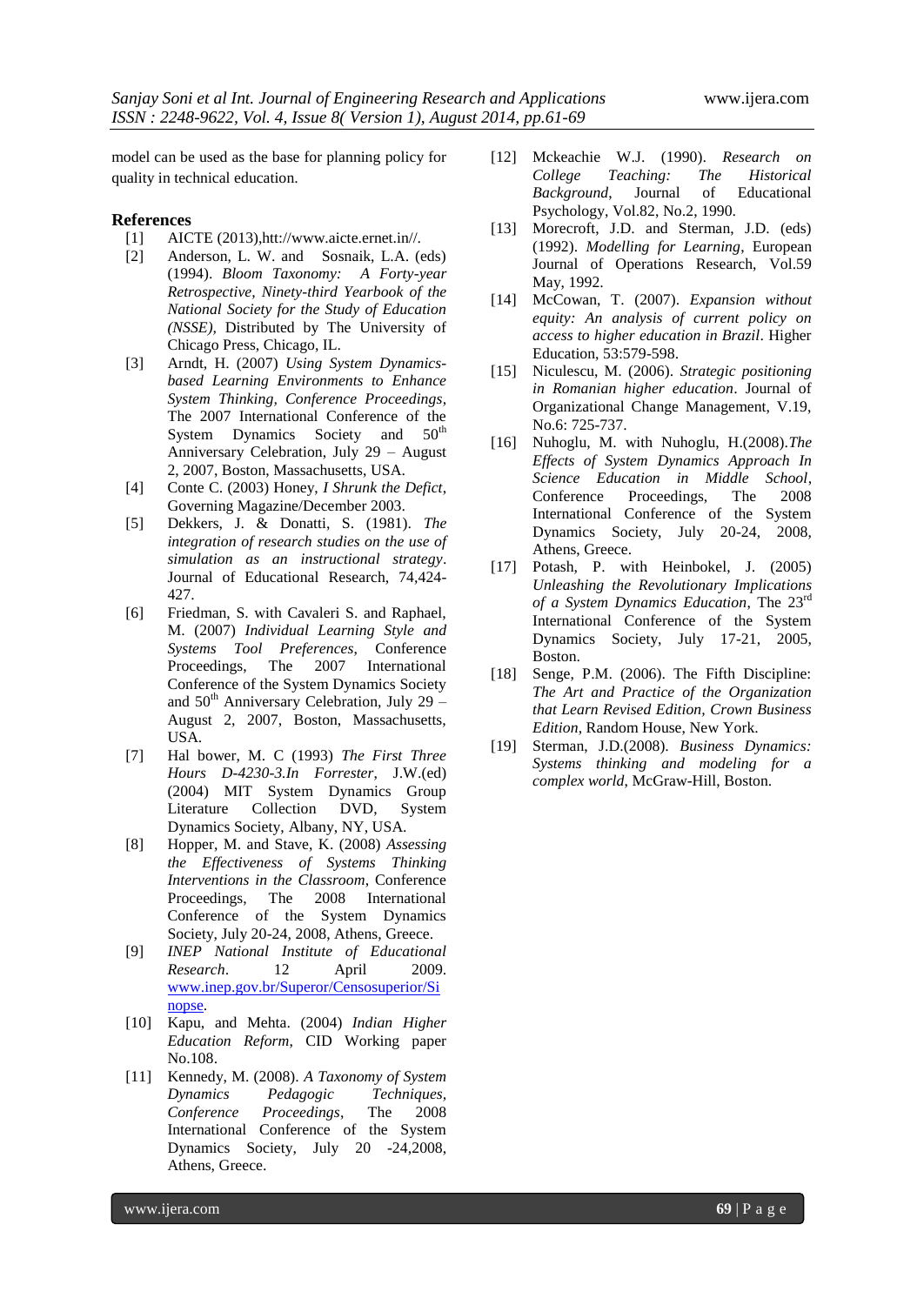model can be used as the base for planning policy for quality in technical education.

## References

1. AICTE (2013),htt://www.aicte.ernet.in//.
2. Anderson, L. W. and Sosnaik, L.A. (eds) (1994). *Bloom Taxonomy: A Forty-year Retrospective, Ninety-third Yearbook of the National Society for the Study of Education (NSSE),* Distributed by The University of Chicago Press, Chicago, IL.
3. Arndt, H. (2007) *Using System Dynamics-based Learning Environments to Enhance System Thinking, Conference Proceedings*, The 2007 International Conference of the System Dynamics Society and 50th Anniversary Celebration, July 29 – August 2, 2007, Boston, Massachusetts, USA.
4. Conte C. (2003) Honey, *I Shrunk the Defict*, Governing Magazine/December 2003.
5. Dekkers, J. & Donatti, S. (1981). *The integration of research studies on the use of simulation as an instructional strategy*. Journal of Educational Research, 74,424-427.
6. Friedman, S. with Cavaleri S. and Raphael, M. (2007) *Individual Learning Style and Systems Tool Preferences*, Conference Proceedings, The 2007 International Conference of the System Dynamics Society and 50th Anniversary Celebration, July 29 – August 2, 2007, Boston, Massachusetts, USA.
7. Hal bower, M. C (1993) *The First Three Hours D-4230-3.In Forrester*, J.W.(ed) (2004) MIT System Dynamics Group Literature Collection DVD, System Dynamics Society, Albany, NY, USA.
8. Hopper, M. and Stave, K. (2008) *Assessing the Effectiveness of Systems Thinking Interventions in the Classroom*, Conference Proceedings, The 2008 International Conference of the System Dynamics Society, July 20-24, 2008, Athens, Greece.
9. *INEP National Institute of Educational Research*. 12 April 2009. www.inep.gov.br/Superor/Censosuperior/Sinopse.
10. Kapu, and Mehta. (2004) *Indian Higher Education Reform*, CID Working paper No.108.
11. Kennedy, M. (2008). *A Taxonomy of System Dynamics Pedagogic Techniques, Conference Proceedings*, The 2008 International Conference of the System Dynamics Society, July 20 -24,2008, Athens, Greece.
12. Mckeachie W.J. (1990). *Research on College Teaching: The Historical Background*, Journal of Educational Psychology, Vol.82, No.2, 1990.
13. Morecroft, J.D. and Sterman, J.D. (eds) (1992). *Modelling for Learning*, European Journal of Operations Research, Vol.59 May, 1992.
14. McCowan, T. (2007). *Expansion without equity: An analysis of current policy on access to higher education in Brazil*. Higher Education, 53:579-598.
15. Niculescu, M. (2006). *Strategic positioning in Romanian higher education*. Journal of Organizational Change Management, V.19, No.6: 725-737.
16. Nuhoglu, M. with Nuhoglu, H.(2008).*The Effects of System Dynamics Approach In Science Education in Middle School*, Conference Proceedings, The 2008 International Conference of the System Dynamics Society, July 20-24, 2008, Athens, Greece.
17. Potash, P. with Heinbokel, J. (2005) *Unleashing the Revolutionary Implications of a System Dynamics Education*, The 23rd International Conference of the System Dynamics Society, July 17-21, 2005, Boston.
18. Senge, P.M. (2006). The Fifth Discipline: *The Art and Practice of the Organization that Learn Revised Edition, Crown Business Edition*, Random House, New York.
19. Sterman, J.D.(2008). *Business Dynamics: Systems thinking and modeling for a complex world*, McGraw-Hill, Boston.